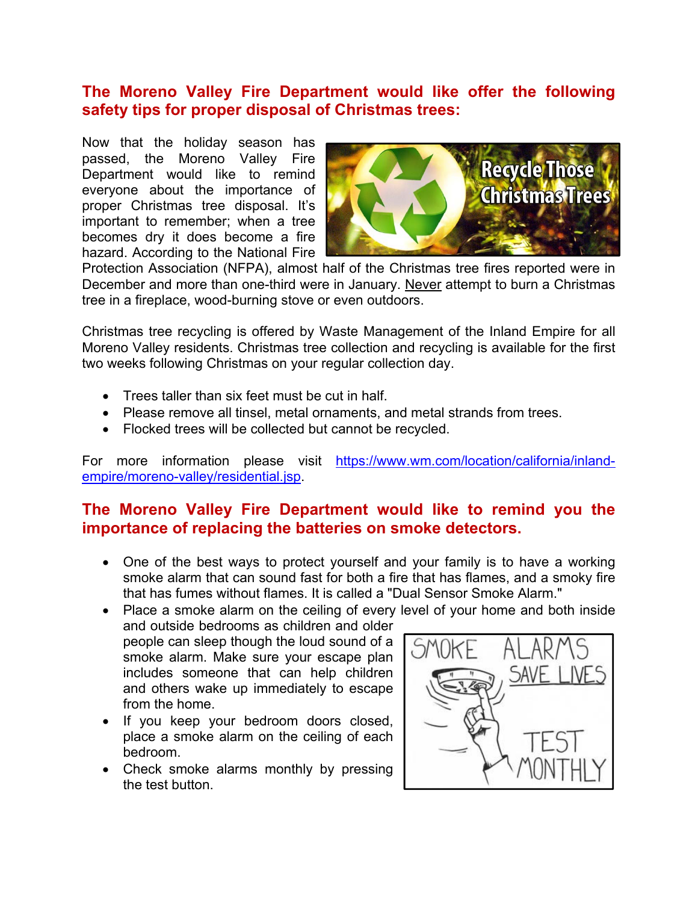## The Moreno Valley Fire Department would like offer the following safety tips for proper disposal of Christmas trees:

Now that the holiday season has passed, the Moreno Valley Fire Department would like to remind everyone about the importance of proper Christmas tree disposal. It's important to remember; when a tree becomes dry it does become a fire hazard. According to the National Fire Protection Association (NFPA), almost half of the Christmas tree fires reported were in December and more than one-third were in January. <u>Never</u> attempt to burn a Christmas tree in a fireplace, wood-burning stove or even outdoors.

Christmas tree recycling is offered by Waste Management of the Inland Empire for all Moreno Valley residents. Christmas tree collection and recycling is available for the first two weeks following Christmas on your regular collection day.

- Trees taller than six feet must be cut in half.
- Please remove all tinsel, metal ornaments, and metal strands from trees.
- Flocked trees will be collected but cannot be recycled.

For more information please visit [https://www.wm.com/location/california/inland-empire/moreno-valley/residential.jsp](https://www.wm.com/location/california/inland-empire/moreno-valley/residential.jsp).

## The Moreno Valley Fire Department would like to remind you the importance of replacing the batteries on smoke detectors.

- One of the best ways to protect yourself and your family is to have a working smoke alarm that can sound fast for both a fire that has flames, and a smoky fire that has fumes without flames. It is called a "Dual Sensor Smoke Alarm."
- Place a smoke alarm on the ceiling of every level of your home and both inside and outside bedrooms as children and older people can sleep though the loud sound of a smoke alarm. Make sure your escape plan includes someone that can help children and others wake up immediately to escape from the home.
- If you keep your bedroom doors closed, place a smoke alarm on the ceiling of each bedroom.
- Check smoke alarms monthly by pressing the test button.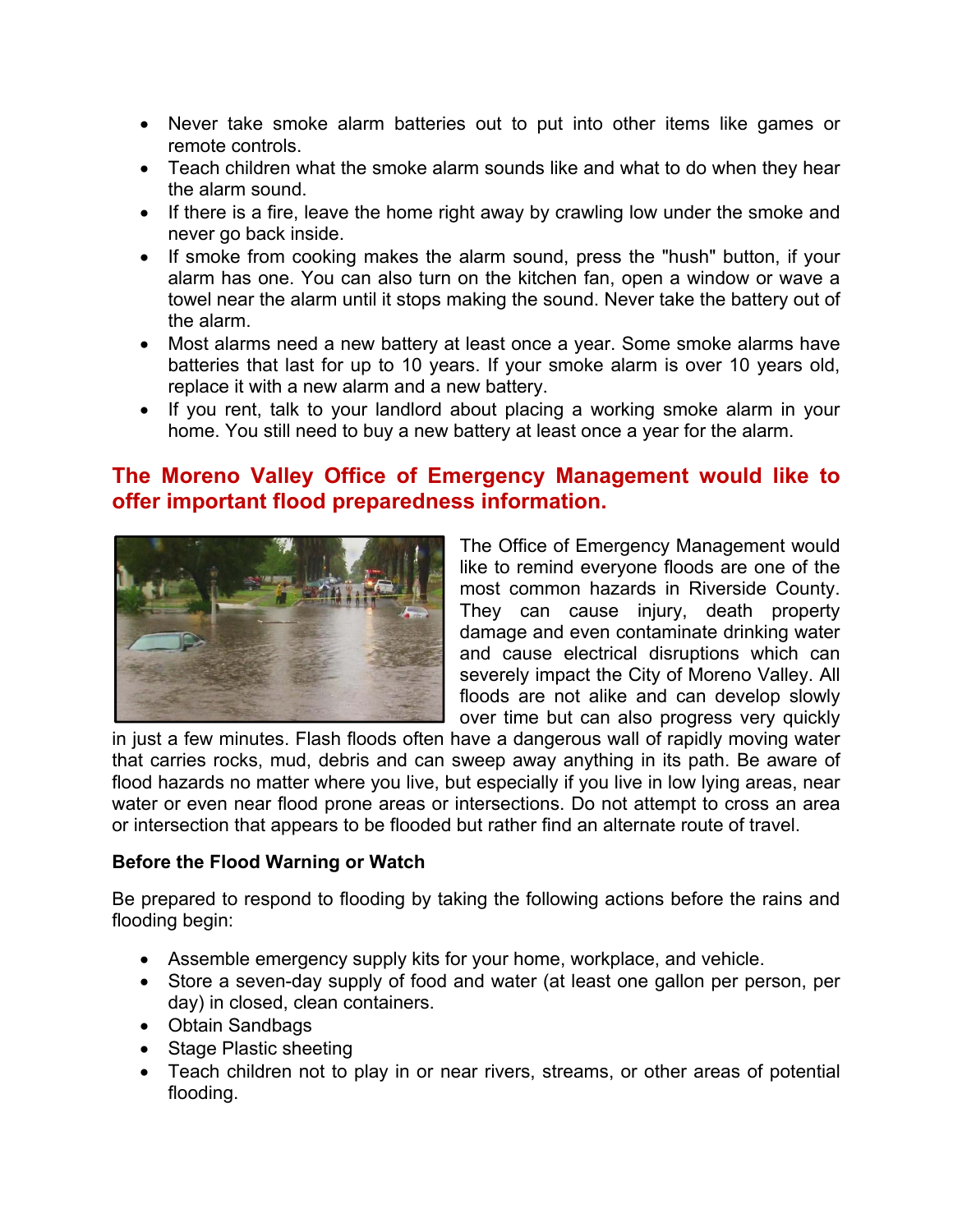- Never take smoke alarm batteries out to put into other items like games or remote controls.
- Teach children what the smoke alarm sounds like and what to do when they hear the alarm sound.
- If there is a fire, leave the home right away by crawling low under the smoke and never go back inside.
- If smoke from cooking makes the alarm sound, press the "hush" button, if your alarm has one. You can also turn on the kitchen fan, open a window or wave a towel near the alarm until it stops making the sound. Never take the battery out of the alarm.
- Most alarms need a new battery at least once a year. Some smoke alarms have batteries that last for up to 10 years. If your smoke alarm is over 10 years old, replace it with a new alarm and a new battery.
- If you rent, talk to your landlord about placing a working smoke alarm in your home. You still need to buy a new battery at least once a year for the alarm.

## The Moreno Valley Office of Emergency Management would like to offer important flood preparedness information.

The Office of Emergency Management would like to remind everyone floods are one of the most common hazards in Riverside County. They can cause injury, death property damage and even contaminate drinking water and cause electrical disruptions which can severely impact the City of Moreno Valley. All floods are not alike and can develop slowly over time but can also progress very quickly in just a few minutes. Flash floods often have a dangerous wall of rapidly moving water that carries rocks, mud, debris and can sweep away anything in its path. Be aware of flood hazards no matter where you live, but especially if you live in low lying areas, near water or even near flood prone areas or intersections. Do not attempt to cross an area or intersection that appears to be flooded but rather find an alternate route of travel.

**Before the Flood Warning or Watch**

Be prepared to respond to flooding by taking the following actions before the rains and flooding begin:

- Assemble emergency supply kits for your home, workplace, and vehicle.
- Store a seven-day supply of food and water (at least one gallon per person, per day) in closed, clean containers.
- Obtain Sandbags
- Stage Plastic sheeting
- Teach children not to play in or near rivers, streams, or other areas of potential flooding.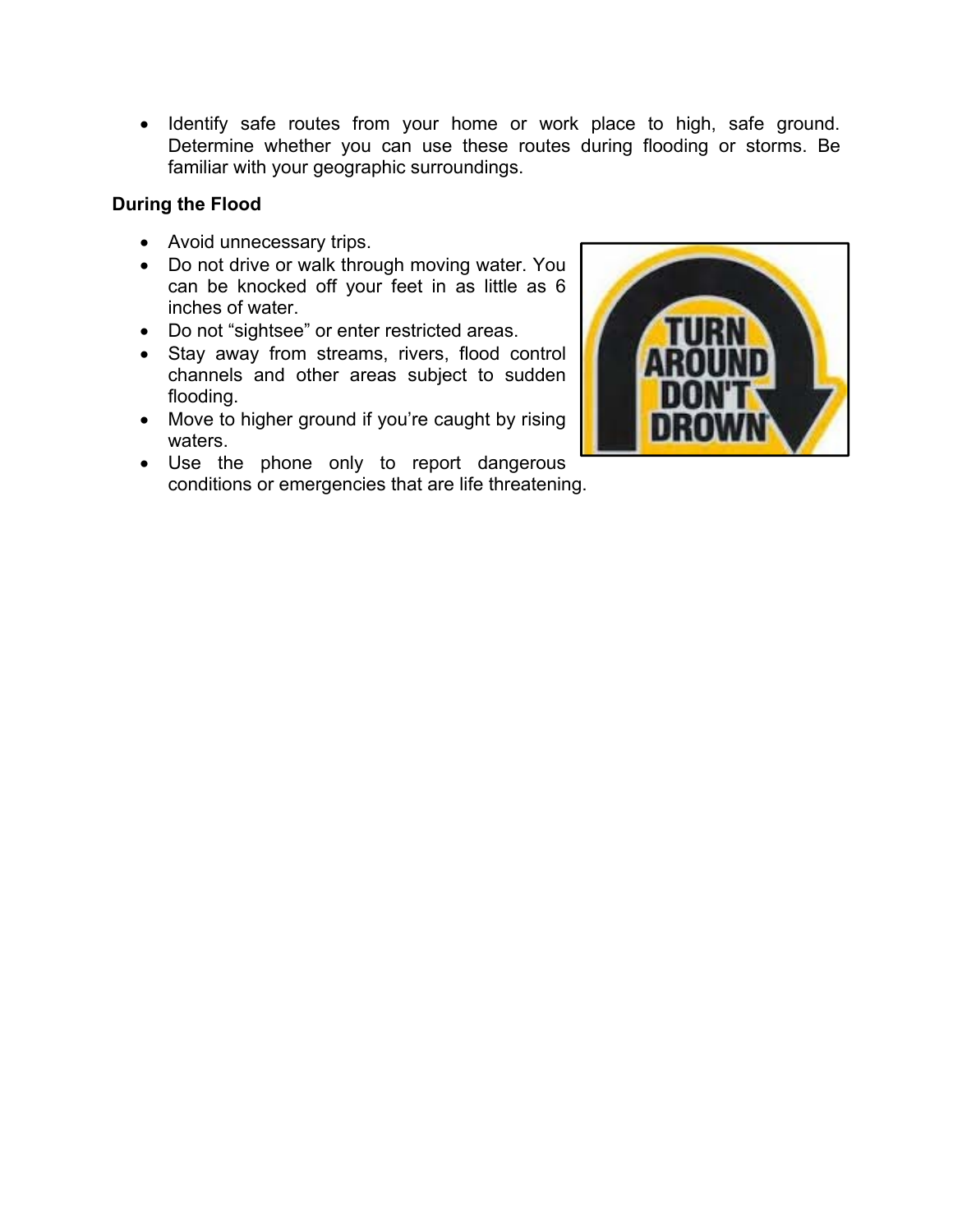- Identify safe routes from your home or work place to high, safe ground. Determine whether you can use these routes during flooding or storms. Be familiar with your geographic surroundings.

**During the Flood**

- Avoid unnecessary trips.
- Do not drive or walk through moving water. You can be knocked off your feet in as little as 6 inches of water.
- Do not “sightsee” or enter restricted areas.
- Stay away from streams, rivers, flood control channels and other areas subject to sudden flooding.
- Move to higher ground if you’re caught by rising waters.
- Use the phone only to report dangerous conditions or emergencies that are life threatening.